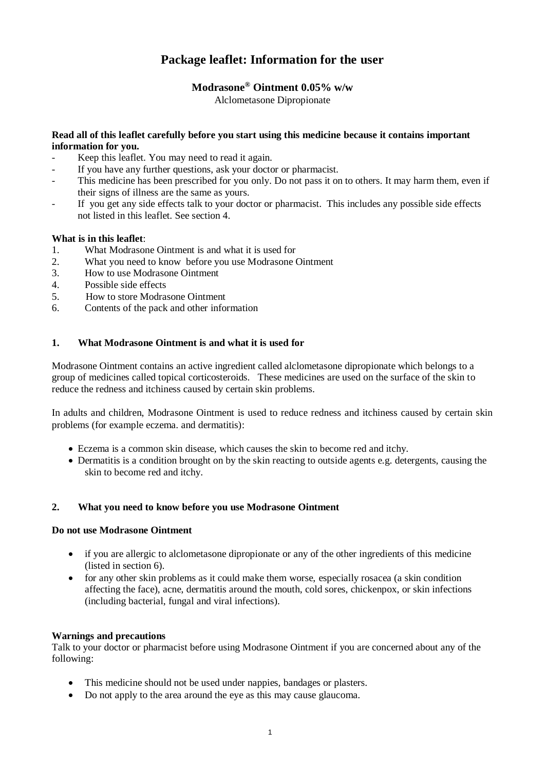# Package leaflet: Information for the user

## Modrasone® Ointment 0.05% w/w

Alclometasone Dipropionate

**Read all of this leaflet carefully before you start using this medicine because it contains important information for you.**

- Keep this leaflet. You may need to read it again.
- If you have any further questions, ask your doctor or pharmacist.
- This medicine has been prescribed for you only. Do not pass it on to others. It may harm them, even if their signs of illness are the same as yours.
- If you get any side effects talk to your doctor or pharmacist. This includes any possible side effects not listed in this leaflet. See section 4.

**What is in this leaflet**:

1. What Modrasone Ointment is and what it is used for
2. What you need to know before you use Modrasone Ointment
3. How to use Modrasone Ointment
4. Possible side effects
5. How to store Modrasone Ointment
6. Contents of the pack and other information

## 1. What Modrasone Ointment is and what it is used for

Modrasone Ointment contains an active ingredient called alclometasone dipropionate which belongs to a group of medicines called topical corticosteroids. These medicines are used on the surface of the skin to reduce the redness and itchiness caused by certain skin problems.

In adults and children, Modrasone Ointment is used to reduce redness and itchiness caused by certain skin problems (for example eczema. and dermatitis):

- Eczema is a common skin disease, which causes the skin to become red and itchy.
- Dermatitis is a condition brought on by the skin reacting to outside agents e.g. detergents, causing the skin to become red and itchy.

## 2. What you need to know before you use Modrasone Ointment

**Do not use Modrasone Ointment**

- if you are allergic to alclometasone dipropionate or any of the other ingredients of this medicine (listed in section 6).
- for any other skin problems as it could make them worse, especially rosacea (a skin condition affecting the face), acne, dermatitis around the mouth, cold sores, chickenpox, or skin infections (including bacterial, fungal and viral infections).

**Warnings and precautions**

Talk to your doctor or pharmacist before using Modrasone Ointment if you are concerned about any of the following:

- This medicine should not be used under nappies, bandages or plasters.
- Do not apply to the area around the eye as this may cause glaucoma.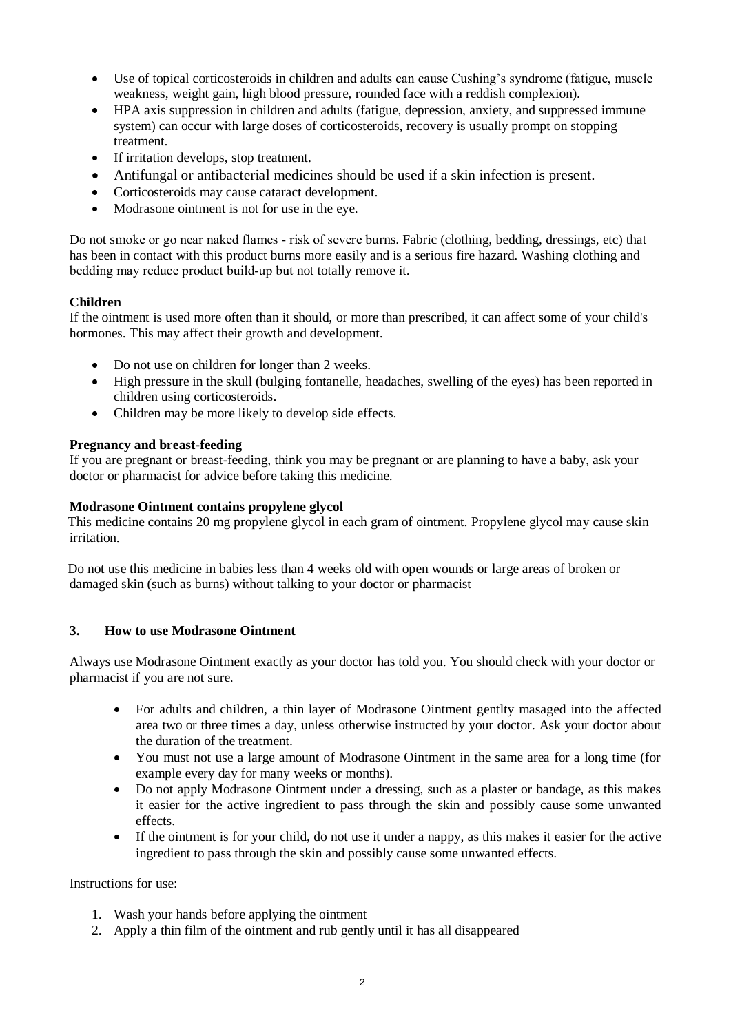- Use of topical corticosteroids in children and adults can cause Cushing's syndrome (fatigue, muscle weakness, weight gain, high blood pressure, rounded face with a reddish complexion).
- HPA axis suppression in children and adults (fatigue, depression, anxiety, and suppressed immune system) can occur with large doses of corticosteroids, recovery is usually prompt on stopping treatment.
- If irritation develops, stop treatment.
- Antifungal or antibacterial medicines should be used if a skin infection is present.
- Corticosteroids may cause cataract development.
- Modrasone ointment is not for use in the eye.

Do not smoke or go near naked flames - risk of severe burns. Fabric (clothing, bedding, dressings, etc) that has been in contact with this product burns more easily and is a serious fire hazard. Washing clothing and bedding may reduce product build-up but not totally remove it.

**Children**

If the ointment is used more often than it should, or more than prescribed, it can affect some of your child's hormones. This may affect their growth and development.

- Do not use on children for longer than 2 weeks.
- High pressure in the skull (bulging fontanelle, headaches, swelling of the eyes) has been reported in children using corticosteroids.
- Children may be more likely to develop side effects.

**Pregnancy and breast-feeding**

If you are pregnant or breast-feeding, think you may be pregnant or are planning to have a baby, ask your doctor or pharmacist for advice before taking this medicine.

**Modrasone Ointment contains propylene glycol**

This medicine contains 20 mg propylene glycol in each gram of ointment. Propylene glycol may cause skin irritation.

Do not use this medicine in babies less than 4 weeks old with open wounds or large areas of broken or damaged skin (such as burns) without talking to your doctor or pharmacist

## 3. How to use Modrasone Ointment

Always use Modrasone Ointment exactly as your doctor has told you. You should check with your doctor or pharmacist if you are not sure.

- For adults and children, a thin layer of Modrasone Ointment gentlty masaged into the affected area two or three times a day, unless otherwise instructed by your doctor. Ask your doctor about the duration of the treatment.
- You must not use a large amount of Modrasone Ointment in the same area for a long time (for example every day for many weeks or months).
- Do not apply Modrasone Ointment under a dressing, such as a plaster or bandage, as this makes it easier for the active ingredient to pass through the skin and possibly cause some unwanted effects.
- If the ointment is for your child, do not use it under a nappy, as this makes it easier for the active ingredient to pass through the skin and possibly cause some unwanted effects.

Instructions for use:

1. Wash your hands before applying the ointment
2. Apply a thin film of the ointment and rub gently until it has all disappeared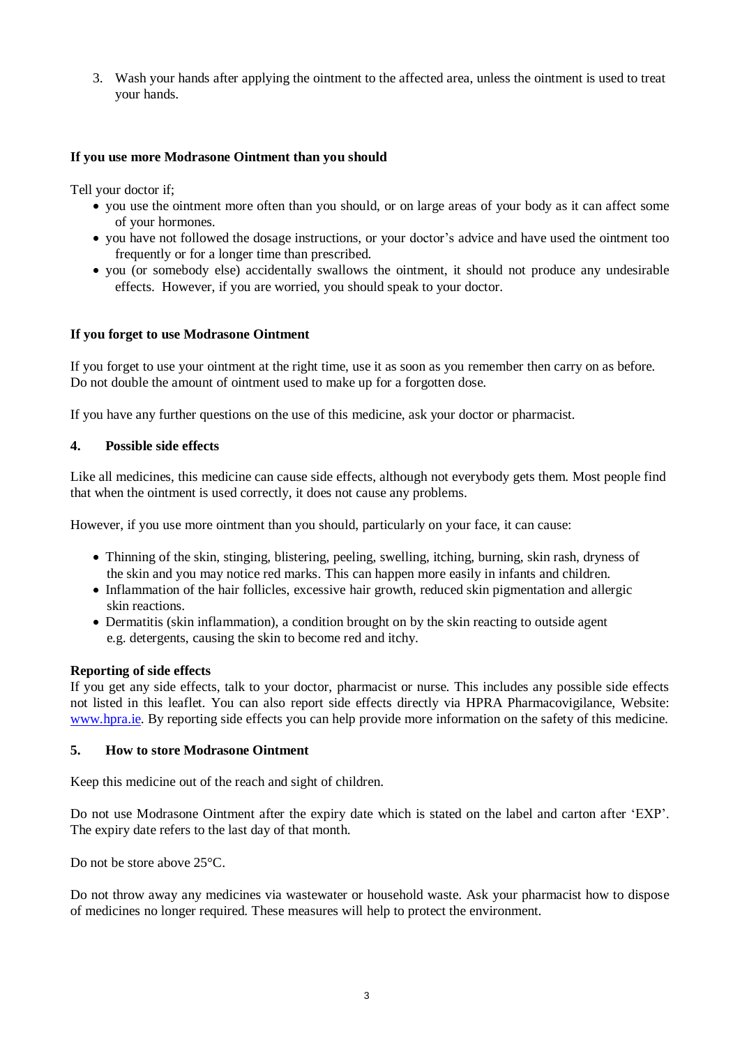3. Wash your hands after applying the ointment to the affected area, unless the ointment is used to treat your hands.

**If you use more Modrasone Ointment than you should**

Tell your doctor if;

- you use the ointment more often than you should, or on large areas of your body as it can affect some of your hormones.
- you have not followed the dosage instructions, or your doctor's advice and have used the ointment too frequently or for a longer time than prescribed.
- you (or somebody else) accidentally swallows the ointment, it should not produce any undesirable effects. However, if you are worried, you should speak to your doctor.

**If you forget to use Modrasone Ointment**

If you forget to use your ointment at the right time, use it as soon as you remember then carry on as before. Do not double the amount of ointment used to make up for a forgotten dose.

If you have any further questions on the use of this medicine, ask your doctor or pharmacist.

## 4. Possible side effects

Like all medicines, this medicine can cause side effects, although not everybody gets them. Most people find that when the ointment is used correctly, it does not cause any problems.

However, if you use more ointment than you should, particularly on your face, it can cause:

- Thinning of the skin, stinging, blistering, peeling, swelling, itching, burning, skin rash, dryness of the skin and you may notice red marks. This can happen more easily in infants and children.
- Inflammation of the hair follicles, excessive hair growth, reduced skin pigmentation and allergic skin reactions.
- Dermatitis (skin inflammation), a condition brought on by the skin reacting to outside agent e.g. detergents, causing the skin to become red and itchy.

**Reporting of side effects**

If you get any side effects, talk to your doctor, pharmacist or nurse. This includes any possible side effects not listed in this leaflet. You can also report side effects directly via HPRA Pharmacovigilance, Website: [www.hpra.ie](http://www.hpra.ie). By reporting side effects you can help provide more information on the safety of this medicine.

## 5. How to store Modrasone Ointment

Keep this medicine out of the reach and sight of children.

Do not use Modrasone Ointment after the expiry date which is stated on the label and carton after 'EXP'. The expiry date refers to the last day of that month.

Do not be store above 25°C.

Do not throw away any medicines via wastewater or household waste. Ask your pharmacist how to dispose of medicines no longer required. These measures will help to protect the environment.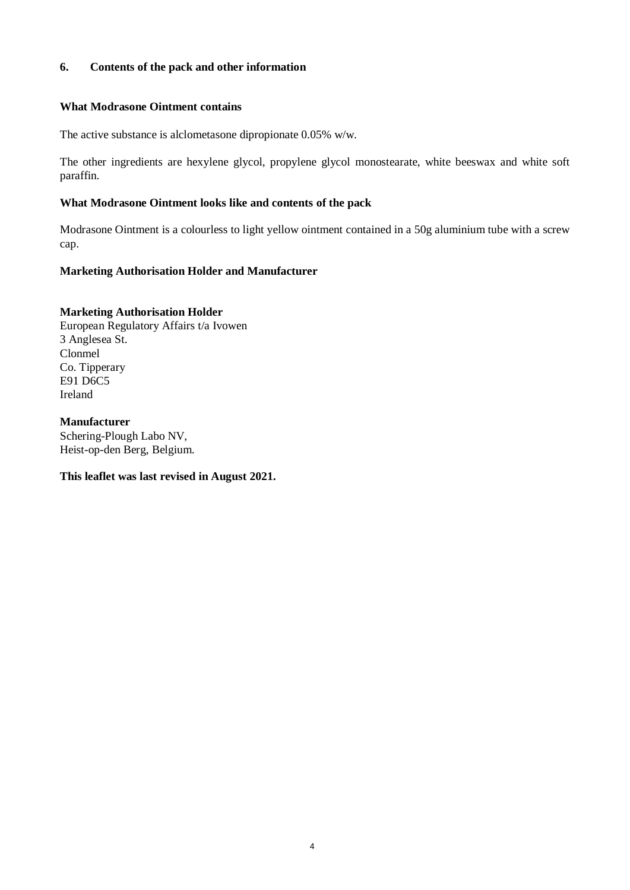## 6. Contents of the pack and other information

### What Modrasone Ointment contains

The active substance is alclometasone dipropionate 0.05% w/w.

The other ingredients are hexylene glycol, propylene glycol monostearate, white beeswax and white soft paraffin.

### What Modrasone Ointment looks like and contents of the pack

Modrasone Ointment is a colourless to light yellow ointment contained in a 50g aluminium tube with a screw cap.

### Marketing Authorisation Holder and Manufacturer

**Marketing Authorisation Holder**
European Regulatory Affairs t/a Ivowen
3 Anglesea St.
Clonmel
Co. Tipperary
E91 D6C5
Ireland

**Manufacturer**
Schering-Plough Labo NV,
Heist-op-den Berg, Belgium.

**This leaflet was last revised in August 2021.**